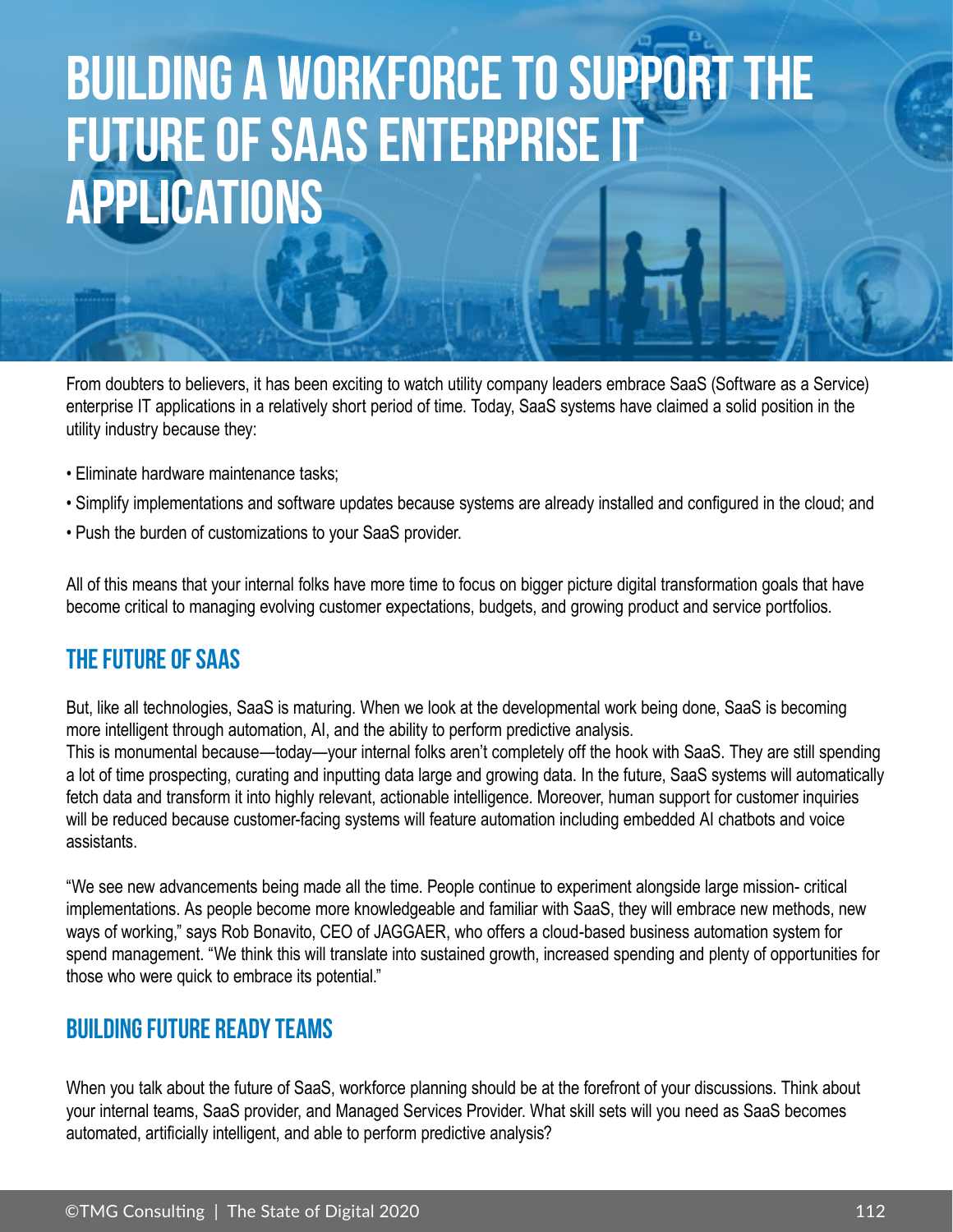# BUILDING A WORKFORCE TO SUPPORT THE FUTURE OF SAAS ENTERPRISE IT APPLICATIONS

From doubters to believers, it has been exciting to watch utility company leaders embrace SaaS (Software as a Service) enterprise IT applications in a relatively short period of time. Today, SaaS systems have claimed a solid position in the utility industry because they:

- Eliminate hardware maintenance tasks;
- Simplify implementations and software updates because systems are already installed and configured in the cloud; and
- Push the burden of customizations to your SaaS provider.

All of this means that your internal folks have more time to focus on bigger picture digital transformation goals that have become critical to managing evolving customer expectations, budgets, and growing product and service portfolios.

## THE FUTURE OF SAAS

But, like all technologies, SaaS is maturing. When we look at the developmental work being done, SaaS is becoming more intelligent through automation, AI, and the ability to perform predictive analysis.
This is monumental because—today—your internal folks aren't completely off the hook with SaaS. They are still spending a lot of time prospecting, curating and inputting data large and growing data. In the future, SaaS systems will automatically fetch data and transform it into highly relevant, actionable intelligence. Moreover, human support for customer inquiries will be reduced because customer-facing systems will feature automation including embedded AI chatbots and voice assistants.

"We see new advancements being made all the time. People continue to experiment alongside large mission- critical implementations. As people become more knowledgeable and familiar with SaaS, they will embrace new methods, new ways of working," says Rob Bonavito, CEO of JAGGAER, who offers a cloud-based business automation system for spend management. "We think this will translate into sustained growth, increased spending and plenty of opportunities for those who were quick to embrace its potential."

## BUILDING FUTURE READY TEAMS

When you talk about the future of SaaS, workforce planning should be at the forefront of your discussions. Think about your internal teams, SaaS provider, and Managed Services Provider. What skill sets will you need as SaaS becomes automated, artificially intelligent, and able to perform predictive analysis?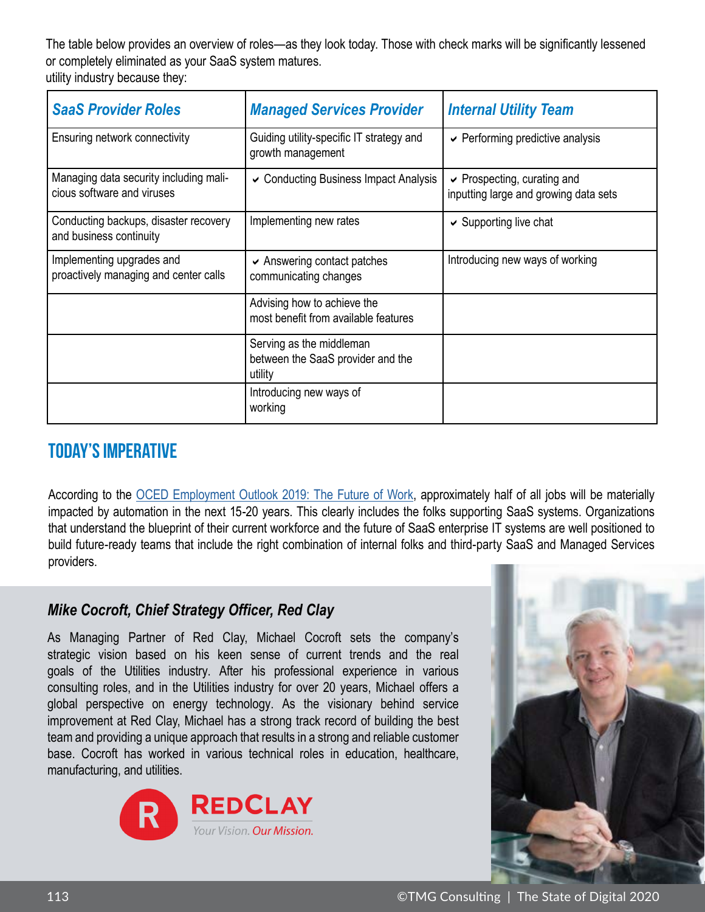The table below provides an overview of roles—as they look today. Those with check marks will be significantly lessened or completely eliminated as your SaaS system matures.
utility industry because they:

| *SaaS Provider Roles* | *Managed Services Provider* | *Internal Utility Team* |
|---|---|---|
| Ensuring network connectivity | Guiding utility-specific IT strategy and growth management | ✔ Performing predictive analysis |
| Managing data security including malicious software and viruses | ✔ Conducting Business Impact Analysis | ✔ Prospecting, curating and inputting large and growing data sets |
| Conducting backups, disaster recovery and business continuity | Implementing new rates | ✔ Supporting live chat |
| Implementing upgrades and proactively managing and center calls | ✔ Answering contact patches communicating changes | Introducing new ways of working |
| | Advising how to achieve the most benefit from available features | |
| | Serving as the middleman between the SaaS provider and the utility | |
| | Introducing new ways of working | |

## TODAY'S IMPERATIVE

According to the OCED Employment Outlook 2019: The Future of Work, approximately half of all jobs will be materially impacted by automation in the next 15-20 years. This clearly includes the folks supporting SaaS systems. Organizations that understand the blueprint of their current workforce and the future of SaaS enterprise IT systems are well positioned to build future-ready teams that include the right combination of internal folks and third-party SaaS and Managed Services providers.

### *Mike Cocroft, Chief Strategy Officer, Red Clay*

As Managing Partner of Red Clay, Michael Cocroft sets the company's strategic vision based on his keen sense of current trends and the real goals of the Utilities industry. After his professional experience in various consulting roles, and in the Utilities industry for over 20 years, Michael offers a global perspective on energy technology. As the visionary behind service improvement at Red Clay, Michael has a strong track record of building the best team and providing a unique approach that results in a strong and reliable customer base. Cocroft has worked in various technical roles in education, healthcare, manufacturing, and utilities.

REDCLAY
Your Vision. Our Mission.